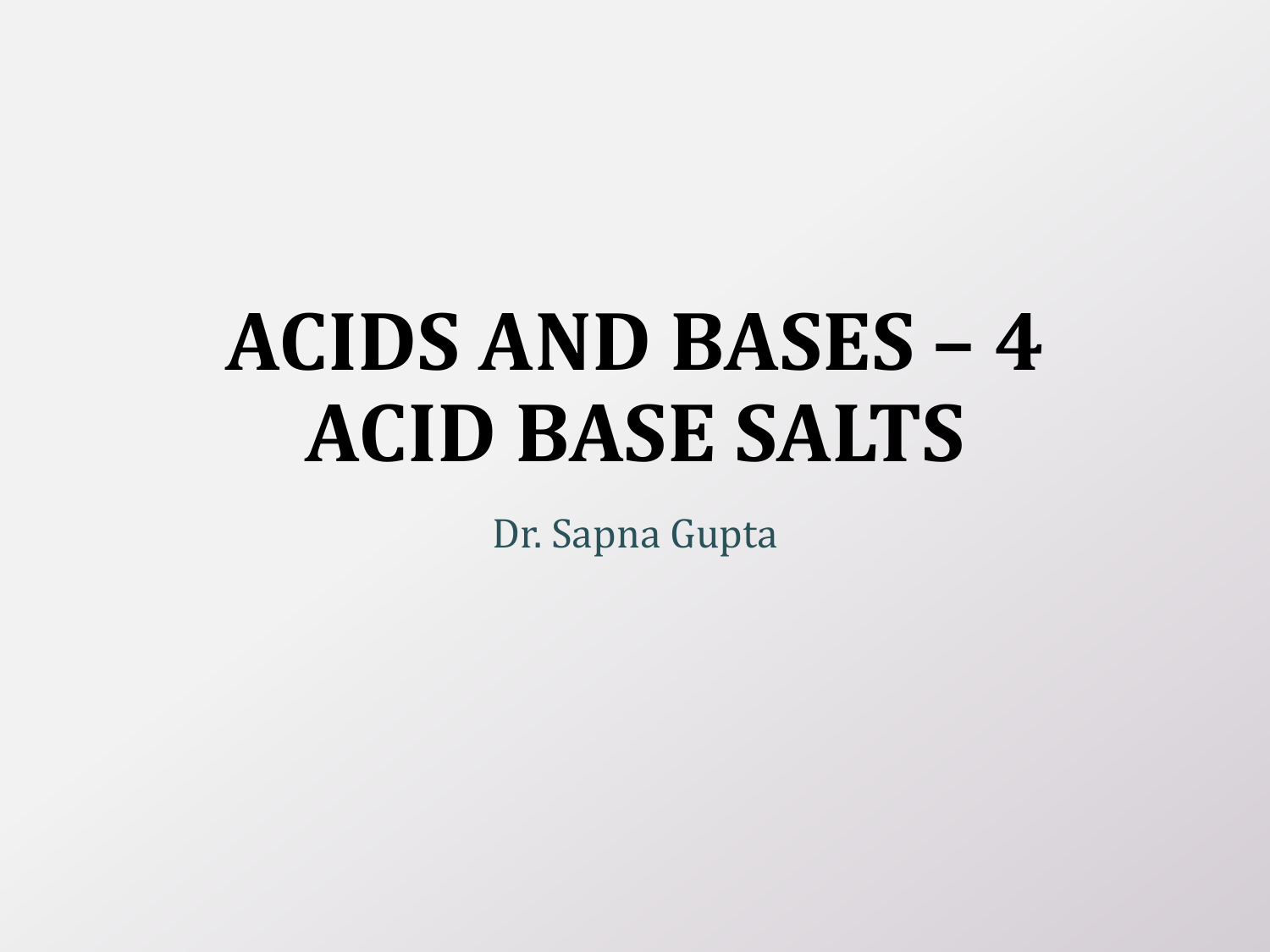# ACIDS AND BASES – 4
# ACID BASE SALTS

Dr. Sapna Gupta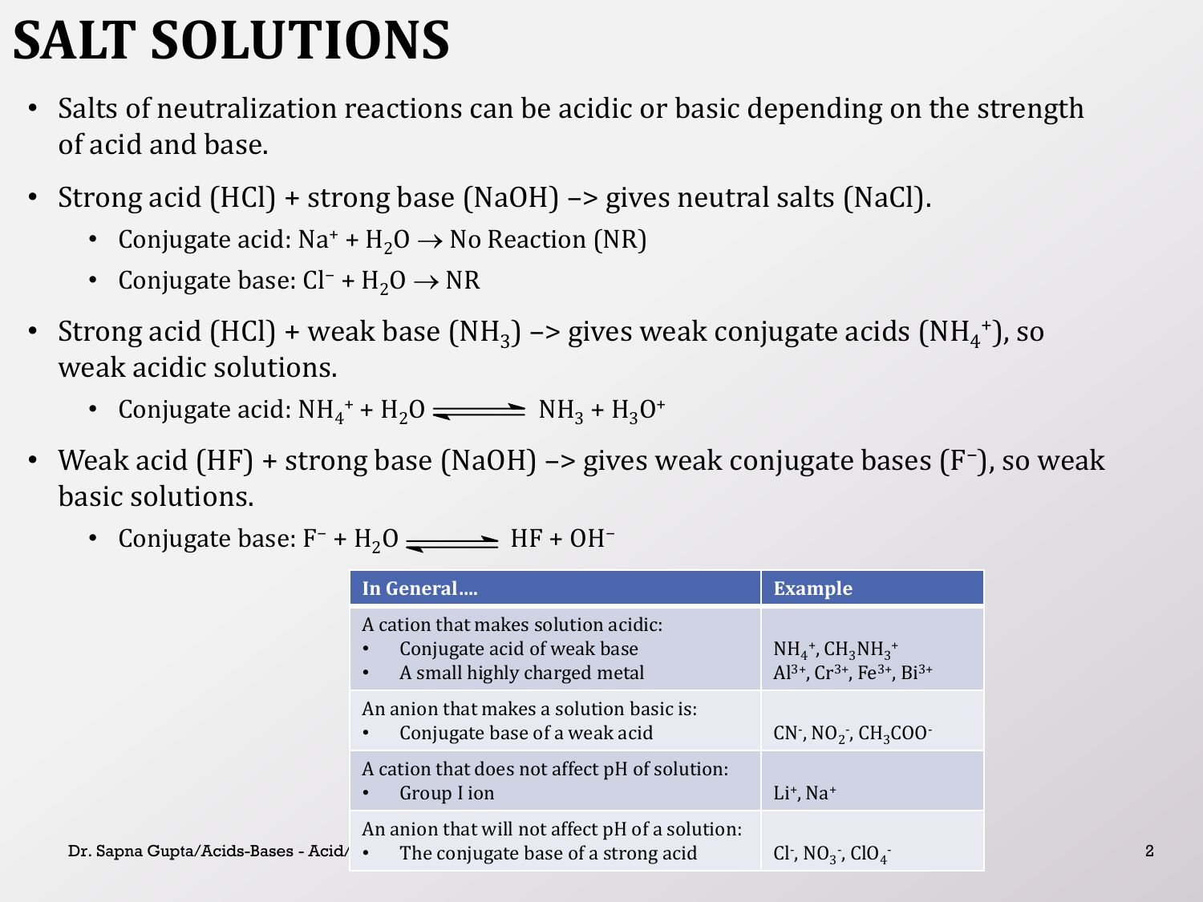# SALT SOLUTIONS

- Salts of neutralization reactions can be acidic or basic depending on the strength of acid and base.
- Strong acid (HCl) + strong base (NaOH) –> gives neutral salts (NaCl).
  - Conjugate acid: $Na^+ + H_2O \rightarrow$ No Reaction (NR)
  - Conjugate base: $Cl^- + H_2O \rightarrow$ NR
- Strong acid (HCl) + weak base ($NH_3$) –> gives weak conjugate acids ($NH_4^+$), so weak acidic solutions.
  - Conjugate acid: $NH_4^+ + H_2O \rightleftharpoons NH_3 + H_3O^+$
- Weak acid (HF) + strong base (NaOH) –> gives weak conjugate bases ($F^-$), so weak basic solutions.
  - Conjugate base: $F^- + H_2O \rightleftharpoons HF + OH^-$

| In General…. | Example |
|---|---|
| A cation that makes solution acidic: <br>• Conjugate acid of weak base <br>• A small highly charged metal | $NH_4^+$, $CH_3NH_3^+$ <br>$Al^{3+}$, $Cr^{3+}$, $Fe^{3+}$, $Bi^{3+}$ |
| An anion that makes a solution basic is: <br>• Conjugate base of a weak acid | $CN^-$, $NO_2^-$, $CH_3COO^-$ |
| A cation that does not affect pH of solution: <br>• Group I ion | $Li^+$, $Na^+$ |
| An anion that will not affect pH of a solution: <br>• The conjugate base of a strong acid | $Cl^-$, $NO_3^-$, $ClO_4^-$ |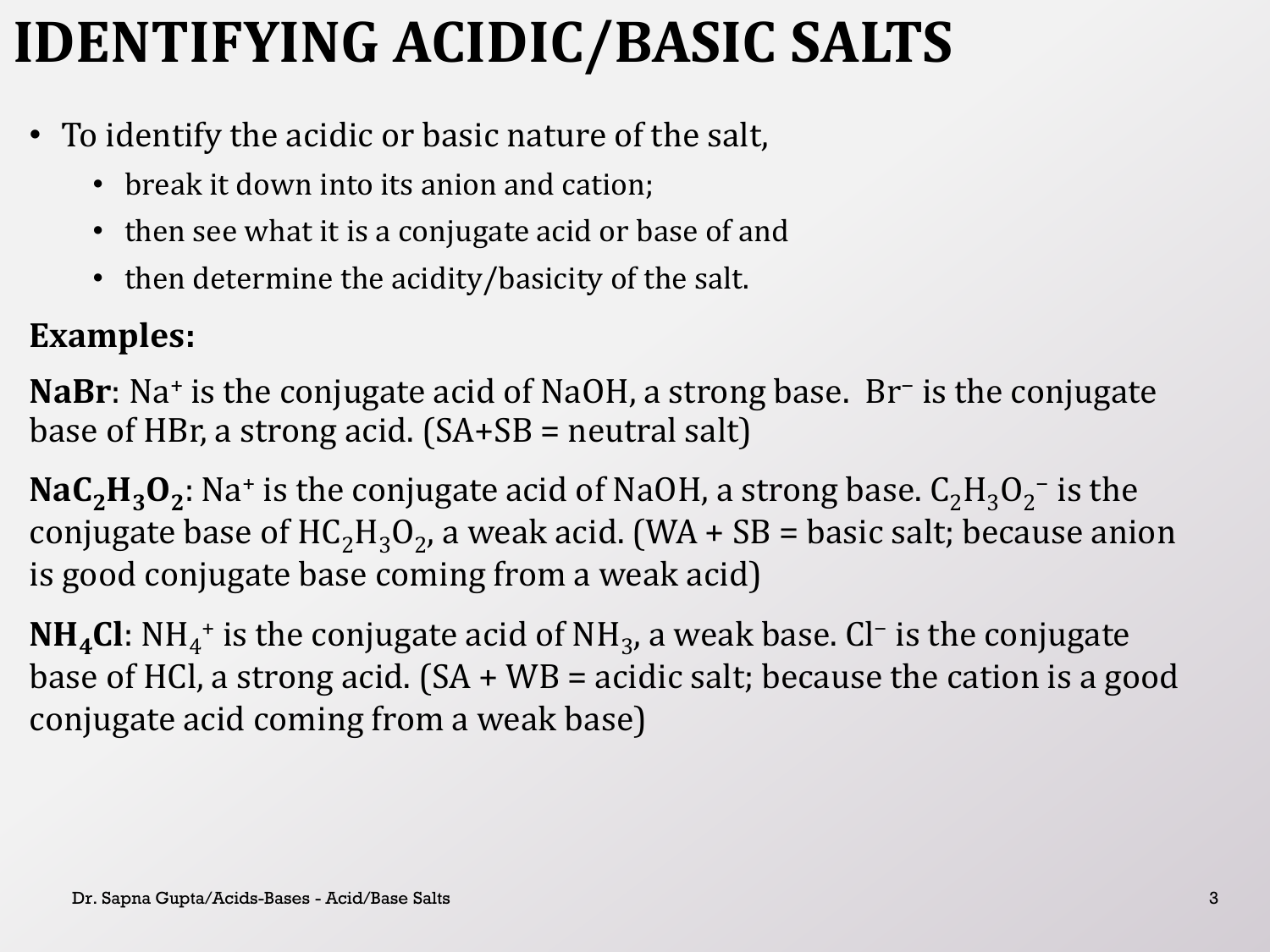# IDENTIFYING ACIDIC/BASIC SALTS

- To identify the acidic or basic nature of the salt,
  - break it down into its anion and cation;
  - then see what it is a conjugate acid or base of and
  - then determine the acidity/basicity of the salt.

**Examples:**

**NaBr**: $Na^+$ is the conjugate acid of NaOH, a strong base. $Br^-$ is the conjugate base of HBr, a strong acid. (SA+SB = neutral salt)

**$NaC_2H_3O_2$**: $Na^+$ is the conjugate acid of NaOH, a strong base. $C_2H_3O_2^-$ is the conjugate base of $HC_2H_3O_2$, a weak acid. (WA + SB = basic salt; because anion is good conjugate base coming from a weak acid)

**$NH_4Cl$**: $NH_4^+$ is the conjugate acid of $NH_3$, a weak base. $Cl^-$ is the conjugate base of HCl, a strong acid. (SA + WB = acidic salt; because the cation is a good conjugate acid coming from a weak base)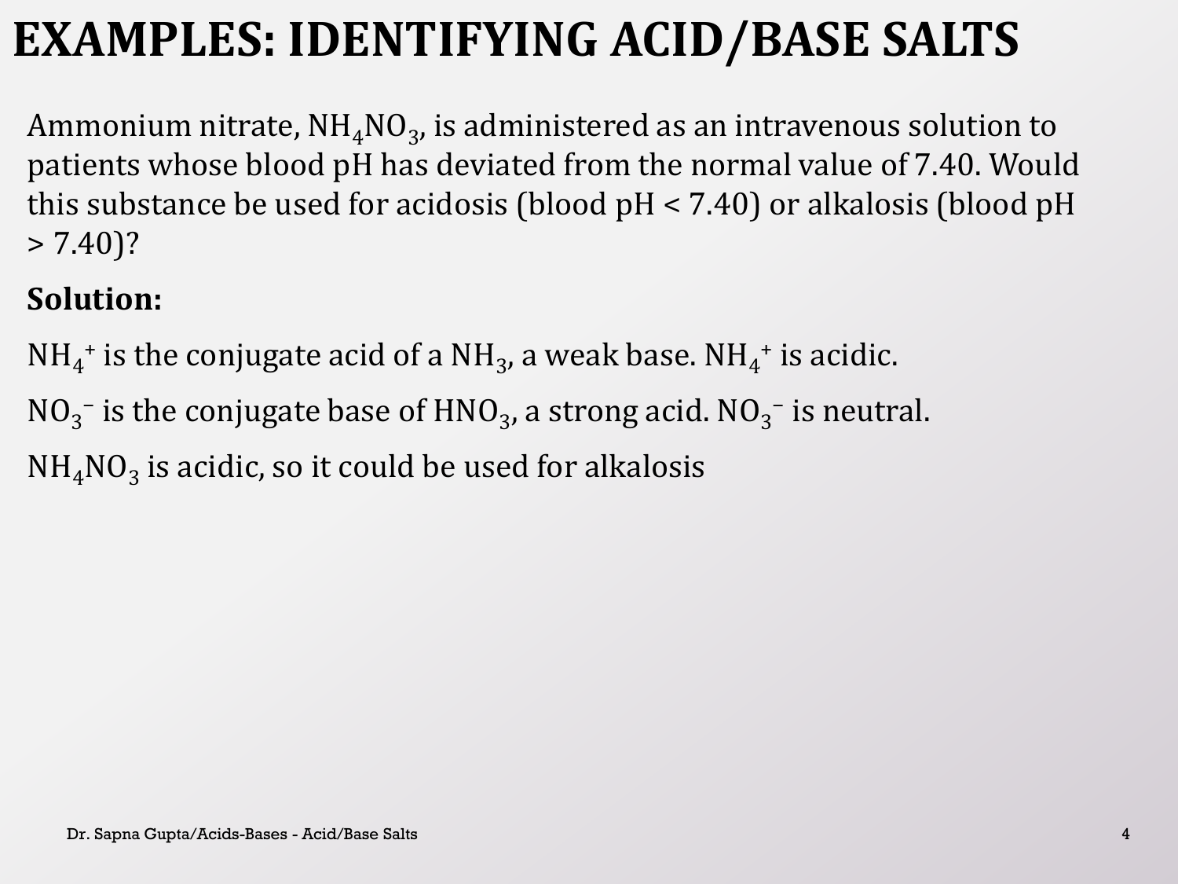# EXAMPLES: IDENTIFYING ACID/BASE SALTS

Ammonium nitrate, $NH_4NO_3$, is administered as an intravenous solution to patients whose blood pH has deviated from the normal value of 7.40. Would this substance be used for acidosis (blood pH < 7.40) or alkalosis (blood pH > 7.40)?

**Solution:**

$NH_4^+$ is the conjugate acid of a $NH_3$, a weak base. $NH_4^+$ is acidic.

$NO_3^-$ is the conjugate base of $HNO_3$, a strong acid. $NO_3^-$ is neutral.

$NH_4NO_3$ is acidic, so it could be used for alkalosis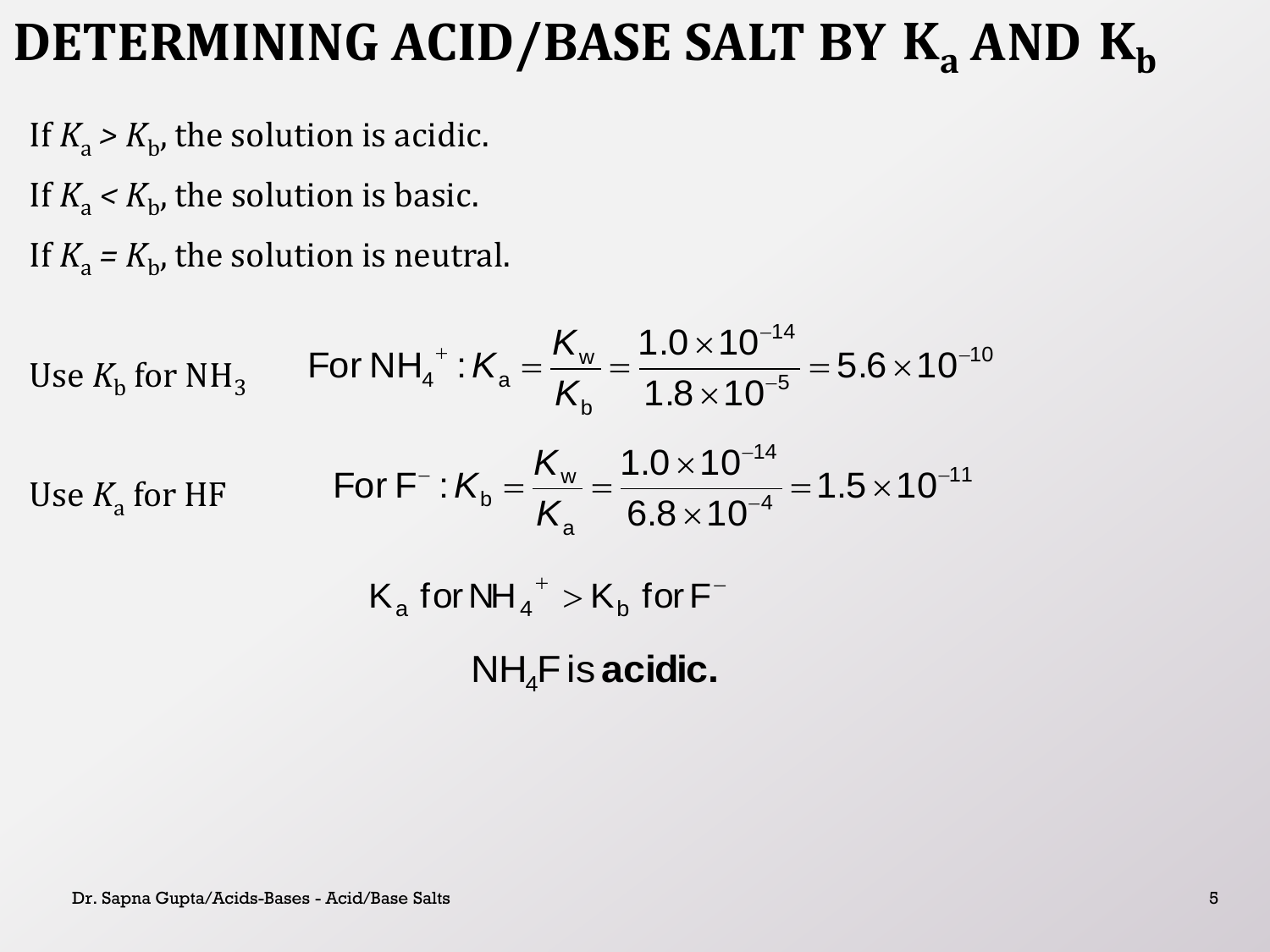# DETERMINING ACID/BASE SALT BY $K_a$ AND $K_b$

If $K_a > K_b$, the solution is acidic.

If $K_a < K_b$, the solution is basic.

If $K_a = K_b$, the solution is neutral.

Use $K_b$ for $NH_3$

$$\text{For } NH_4^+ : K_a = \frac{K_w}{K_b} = \frac{1.0 \times 10^{-14}}{1.8 \times 10^{-5}} = 5.6 \times 10^{-10}$$

Use $K_a$ for HF

$$\text{For } F^- : K_b = \frac{K_w}{K_a} = \frac{1.0 \times 10^{-14}}{6.8 \times 10^{-4}} = 1.5 \times 10^{-11}$$

$$K_a \text{ for } NH_4^+ > K_b \text{ for } F^-$$

$NH_4F$ is **acidic.**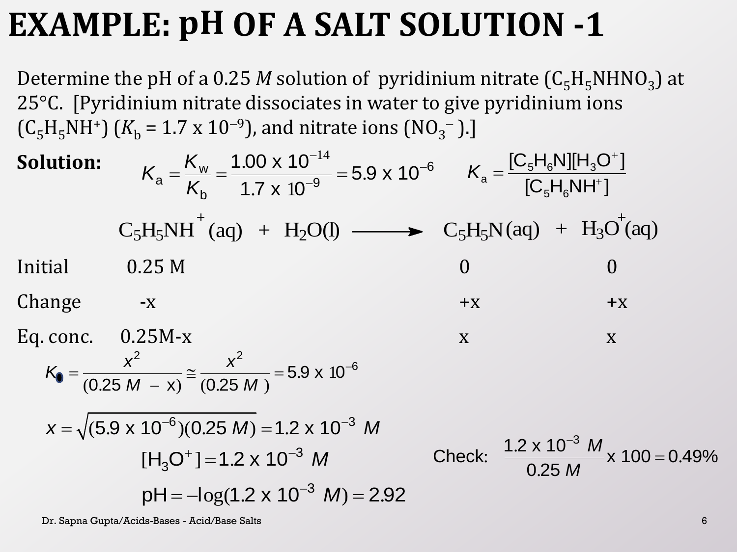# EXAMPLE: pH OF A SALT SOLUTION -1

Determine the pH of a 0.25 *M* solution of pyridinium nitrate ($C_5H_5NHNO_3$) at 25°C. [Pyridinium nitrate dissociates in water to give pyridinium ions ($C_5H_5NH^+$) ($K_b$ = 1.7 x $10^{-9}$), and nitrate ions ($NO_3^-$ ).]

**Solution:**

$$K_a = \frac{K_w}{K_b} = \frac{1.00 \text{ x } 10^{-14}}{1.7 \text{ x } 10^{-9}} = 5.9 \text{ x } 10^{-6} \qquad K_a = \frac{[C_5H_6N][H_3O^+]}{[C_5H_6NH^+]}$$

$$C_5H_5NH^+(aq) + H_2O(l) \longrightarrow C_5H_5N(aq) + H_3O^+(aq)$$

| | $C_5H_5NH^+(aq)$ | $C_5H_5N(aq)$ | $H_3O^+(aq)$ |
|---|---|---|---|
| Initial | 0.25 M | 0 | 0 |
| Change | -x | +x | +x |
| Eq. conc. | 0.25M-x | x | x |

$$K_a = \frac{x^2}{(0.25\ M - x)} \cong \frac{x^2}{(0.25\ M)} = 5.9 \text{ x } 10^{-6}$$

$$x = \sqrt{(5.9 \text{ x } 10^{-6})(0.25\ M)} = 1.2 \text{ x } 10^{-3}\ M$$

$$[H_3O^+] = 1.2 \text{ x } 10^{-3}\ M$$

$$\text{pH} = -\log(1.2 \text{ x } 10^{-3}\ M) = 2.92$$

Check: $\frac{1.2 \text{ x } 10^{-3}\ M}{0.25\ M} \text{ x } 100 = 0.49\%$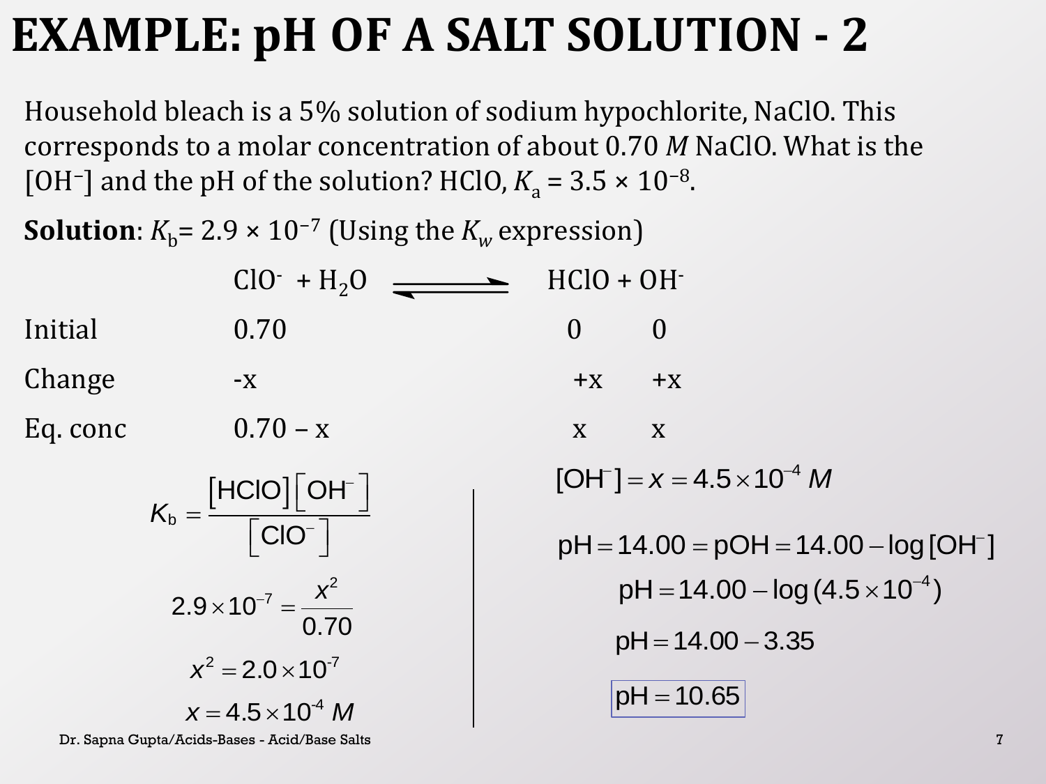# EXAMPLE: pH OF A SALT SOLUTION - 2

Household bleach is a 5% solution of sodium hypochlorite, NaClO. This corresponds to a molar concentration of about 0.70 *M* NaClO. What is the $[OH^-]$ and the pH of the solution? HClO, $K_a = 3.5 \times 10^{-8}$.

**Solution**: $K_b = 2.9 \times 10^{-7}$ (Using the $K_w$ expression)

| | $ClO^- + H_2O \rightleftharpoons$ | HClO | + $OH^-$ |
|---|---|---|---|
| Initial | 0.70 | 0 | 0 |
| Change | -x | +x | +x |
| Eq. conc | 0.70 – x | x | x |

$$K_b = \frac{[HClO][OH^-]}{[ClO^-]}$$

$$2.9 \times 10^{-7} = \frac{x^2}{0.70}$$

$$x^2 = 2.0 \times 10^{-7}$$

$$x = 4.5 \times 10^{-4}\ M$$

$$[OH^-] = x = 4.5 \times 10^{-4}\ M$$

$$pH = 14.00 = pOH = 14.00 - \log[OH^-]$$

$$pH = 14.00 - \log(4.5 \times 10^{-4})$$

$$pH = 14.00 - 3.35$$

$$pH = 10.65$$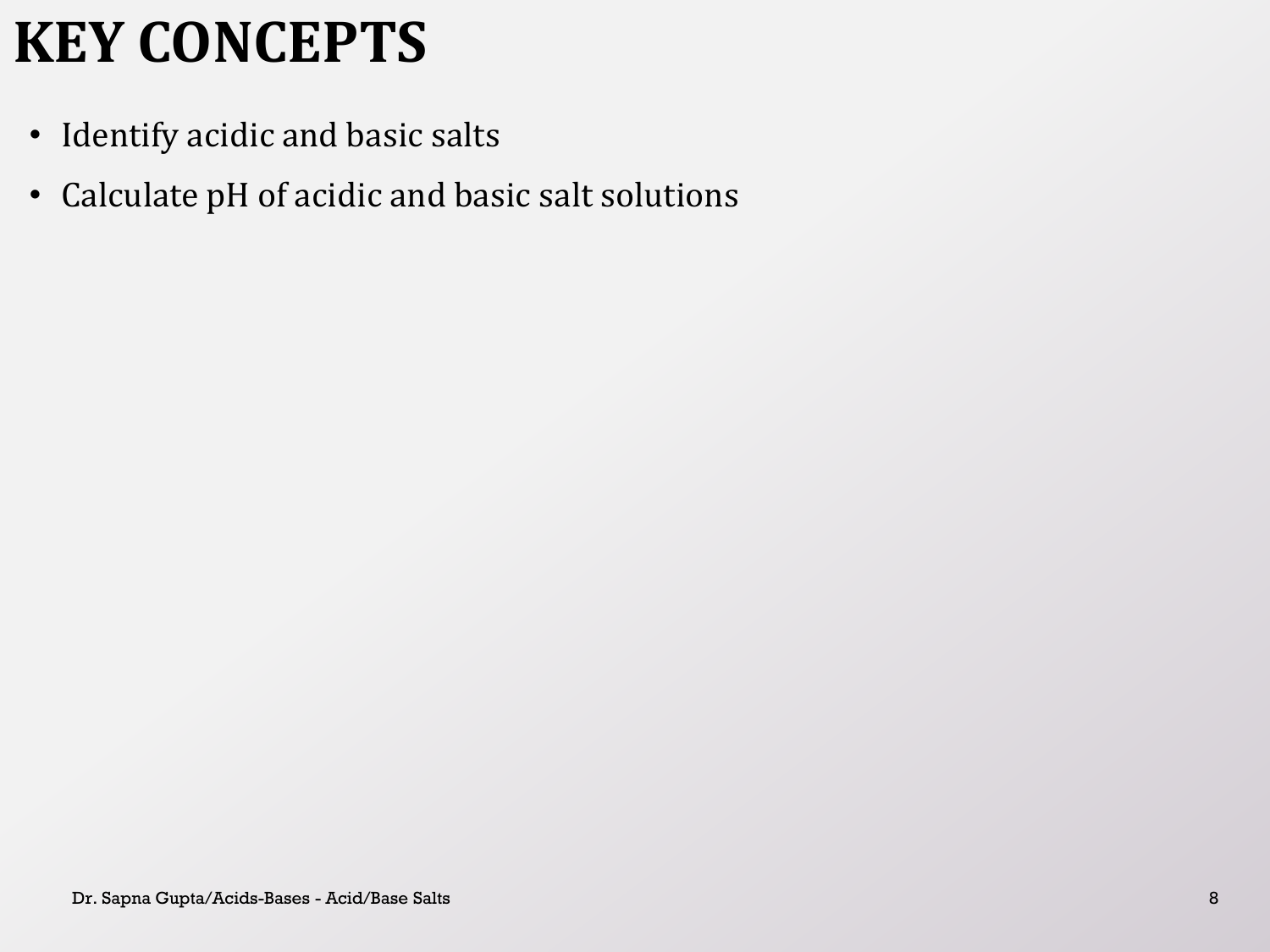# KEY CONCEPTS

- Identify acidic and basic salts
- Calculate pH of acidic and basic salt solutions